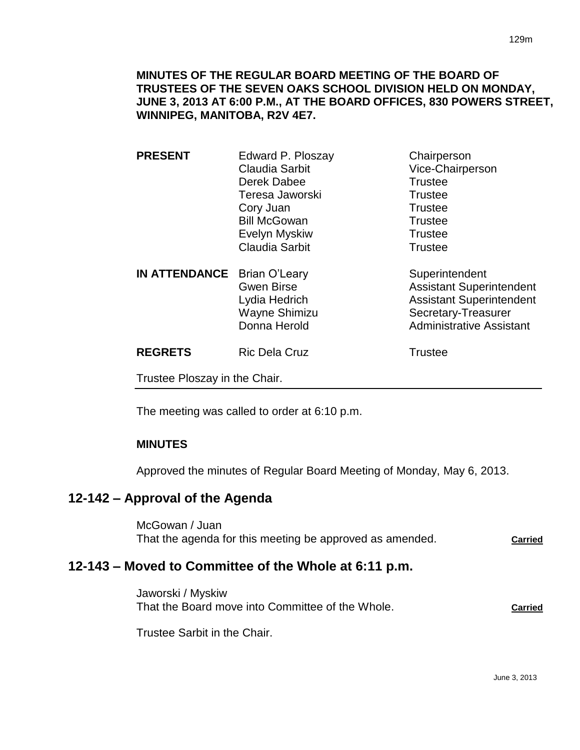**MINUTES OF THE REGULAR BOARD MEETING OF THE BOARD OF TRUSTEES OF THE SEVEN OAKS SCHOOL DIVISION HELD ON MONDAY, JUNE 3, 2013 AT 6:00 P.M., AT THE BOARD OFFICES, 830 POWERS STREET, WINNIPEG, MANITOBA, R2V 4E7.**

| | | |
|---|---|---|
| **PRESENT** | Edward P. Ploszay | Chairperson |
| | Claudia Sarbit | Vice-Chairperson |
| | Derek Dabee | Trustee |
| | Teresa Jaworski | Trustee |
| | Cory Juan | Trustee |
| | Bill McGowan | Trustee |
| | Evelyn Myskiw | Trustee |
| | Claudia Sarbit | Trustee |
| **IN ATTENDANCE** | Brian O'Leary | Superintendent |
| | Gwen Birse | Assistant Superintendent |
| | Lydia Hedrich | Assistant Superintendent |
| | Wayne Shimizu | Secretary-Treasurer |
| | Donna Herold | Administrative Assistant |
| **REGRETS** | Ric Dela Cruz | Trustee |

Trustee Ploszay in the Chair.

---

The meeting was called to order at 6:10 p.m.

**MINUTES**

Approved the minutes of Regular Board Meeting of Monday, May 6, 2013.

## 12-142 – Approval of the Agenda

McGowan / Juan
That the agenda for this meeting be approved as amended. **Carried**

## 12-143 – Moved to Committee of the Whole at 6:11 p.m.

Jaworski / Myskiw
That the Board move into Committee of the Whole. **Carried**

Trustee Sarbit in the Chair.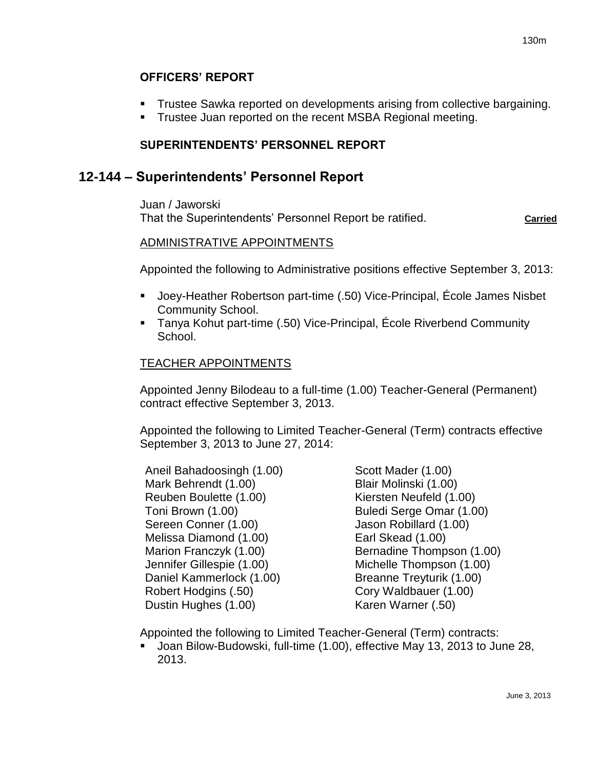### OFFICERS' REPORT

- Trustee Sawka reported on developments arising from collective bargaining.
- Trustee Juan reported on the recent MSBA Regional meeting.

### SUPERINTENDENTS' PERSONNEL REPORT

## 12-144 – Superintendents' Personnel Report

Juan / Jaworski
That the Superintendents' Personnel Report be ratified. **Carried**

ADMINISTRATIVE APPOINTMENTS

Appointed the following to Administrative positions effective September 3, 2013:

- Joey-Heather Robertson part-time (.50) Vice-Principal, École James Nisbet Community School.
- Tanya Kohut part-time (.50) Vice-Principal, École Riverbend Community School.

TEACHER APPOINTMENTS

Appointed Jenny Bilodeau to a full-time (1.00) Teacher-General (Permanent) contract effective September 3, 2013.

Appointed the following to Limited Teacher-General (Term) contracts effective September 3, 2013 to June 27, 2014:

Aneil Bahadoosingh (1.00)
Mark Behrendt (1.00)
Reuben Boulette (1.00)
Toni Brown (1.00)
Sereen Conner (1.00)
Melissa Diamond (1.00)
Marion Franczyk (1.00)
Jennifer Gillespie (1.00)
Daniel Kammerlock (1.00)
Robert Hodgins (.50)
Dustin Hughes (1.00)
Scott Mader (1.00)
Blair Molinski (1.00)
Kiersten Neufeld (1.00)
Buledi Serge Omar (1.00)
Jason Robillard (1.00)
Earl Skead (1.00)
Bernadine Thompson (1.00)
Michelle Thompson (1.00)
Breanne Treyturik (1.00)
Cory Waldbauer (1.00)
Karen Warner (.50)

Appointed the following to Limited Teacher-General (Term) contracts:

- Joan Bilow-Budowski, full-time (1.00), effective May 13, 2013 to June 28, 2013.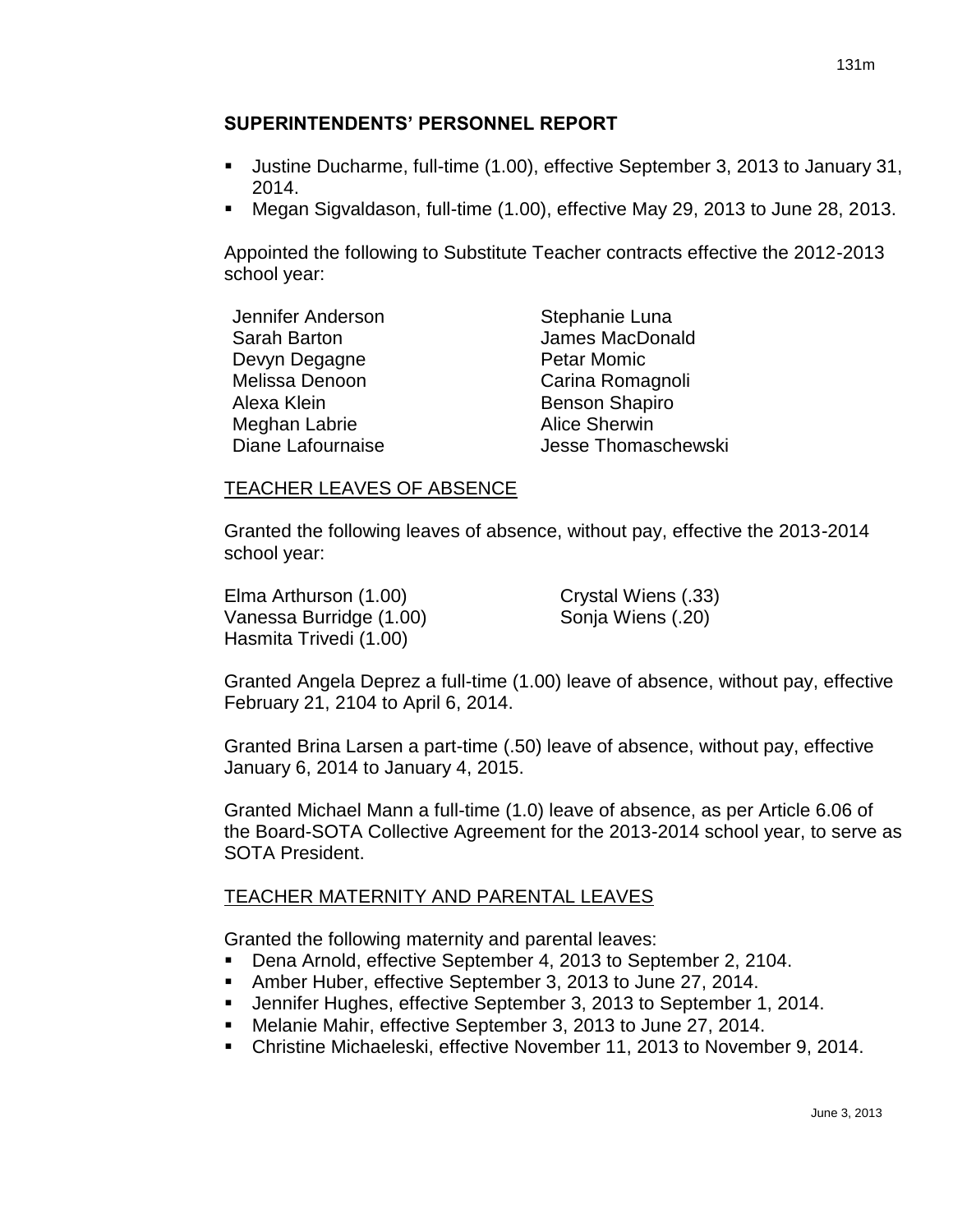## SUPERINTENDENTS' PERSONNEL REPORT

- Justine Ducharme, full-time (1.00), effective September 3, 2013 to January 31, 2014.
- Megan Sigvaldason, full-time (1.00), effective May 29, 2013 to June 28, 2013.

Appointed the following to Substitute Teacher contracts effective the 2012-2013 school year:

Jennifer Anderson
Sarah Barton
Devyn Degagne
Melissa Denoon
Alexa Klein
Meghan Labrie
Diane Lafournaise
Stephanie Luna
James MacDonald
Petar Momic
Carina Romagnoli
Benson Shapiro
Alice Sherwin
Jesse Thomaschewski

### TEACHER LEAVES OF ABSENCE

Granted the following leaves of absence, without pay, effective the 2013-2014 school year:

Elma Arthurson (1.00)
Vanessa Burridge (1.00)
Hasmita Trivedi (1.00)
Crystal Wiens (.33)
Sonja Wiens (.20)

Granted Angela Deprez a full-time (1.00) leave of absence, without pay, effective February 21, 2104 to April 6, 2014.

Granted Brina Larsen a part-time (.50) leave of absence, without pay, effective January 6, 2014 to January 4, 2015.

Granted Michael Mann a full-time (1.0) leave of absence, as per Article 6.06 of the Board-SOTA Collective Agreement for the 2013-2014 school year, to serve as SOTA President.

### TEACHER MATERNITY AND PARENTAL LEAVES

Granted the following maternity and parental leaves:

- Dena Arnold, effective September 4, 2013 to September 2, 2104.
- Amber Huber, effective September 3, 2013 to June 27, 2014.
- Jennifer Hughes, effective September 3, 2013 to September 1, 2014.
- Melanie Mahir, effective September 3, 2013 to June 27, 2014.
- Christine Michaeleski, effective November 11, 2013 to November 9, 2014.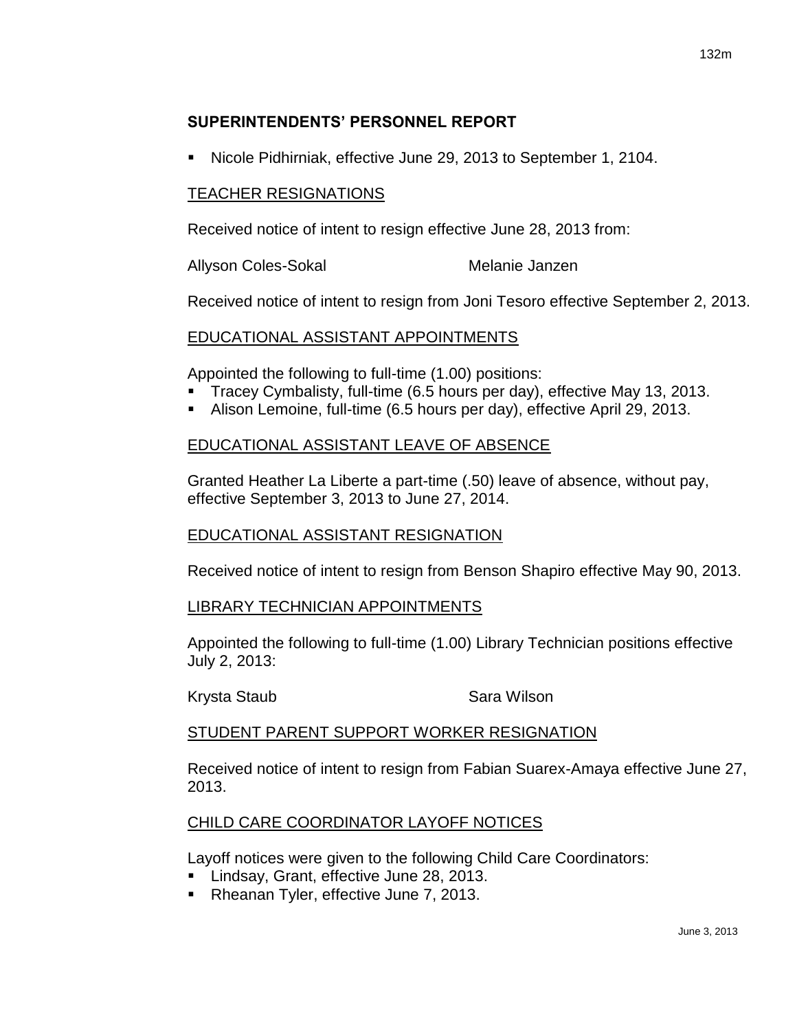## SUPERINTENDENTS' PERSONNEL REPORT

- Nicole Pidhirniak, effective June 29, 2013 to September 1, 2104.

### TEACHER RESIGNATIONS

Received notice of intent to resign effective June 28, 2013 from:

Allyson Coles-Sokal　　　　Melanie Janzen

Received notice of intent to resign from Joni Tesoro effective September 2, 2013.

### EDUCATIONAL ASSISTANT APPOINTMENTS

Appointed the following to full-time (1.00) positions:

- Tracey Cymbalisty, full-time (6.5 hours per day), effective May 13, 2013.
- Alison Lemoine, full-time (6.5 hours per day), effective April 29, 2013.

### EDUCATIONAL ASSISTANT LEAVE OF ABSENCE

Granted Heather La Liberte a part-time (.50) leave of absence, without pay, effective September 3, 2013 to June 27, 2014.

### EDUCATIONAL ASSISTANT RESIGNATION

Received notice of intent to resign from Benson Shapiro effective May 90, 2013.

### LIBRARY TECHNICIAN APPOINTMENTS

Appointed the following to full-time (1.00) Library Technician positions effective July 2, 2013:

Krysta Staub　　　　Sara Wilson

### STUDENT PARENT SUPPORT WORKER RESIGNATION

Received notice of intent to resign from Fabian Suarex-Amaya effective June 27, 2013.

### CHILD CARE COORDINATOR LAYOFF NOTICES

Layoff notices were given to the following Child Care Coordinators:

- Lindsay, Grant, effective June 28, 2013.
- Rheanan Tyler, effective June 7, 2013.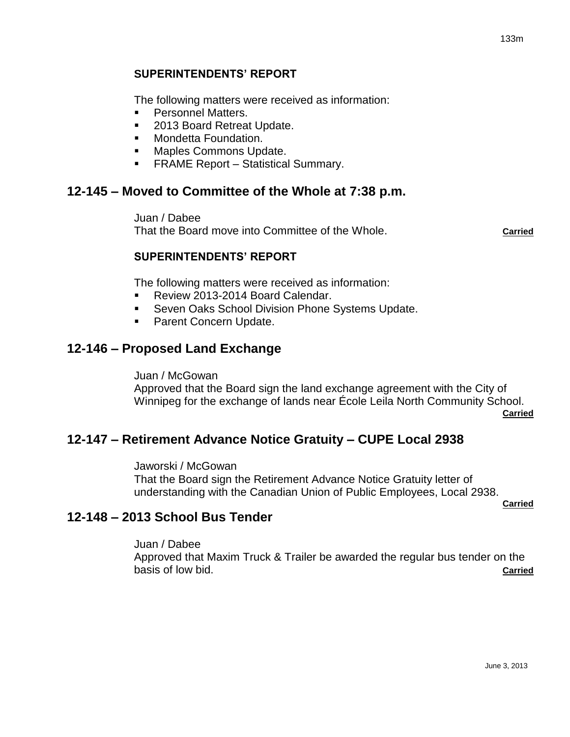### SUPERINTENDENTS' REPORT

The following matters were received as information:

- Personnel Matters.
- 2013 Board Retreat Update.
- Mondetta Foundation.
- Maples Commons Update.
- FRAME Report – Statistical Summary.

## 12-145 – Moved to Committee of the Whole at 7:38 p.m.

Juan / Dabee
That the Board move into Committee of the Whole. **Carried**

### SUPERINTENDENTS' REPORT

The following matters were received as information:

- Review 2013-2014 Board Calendar.
- Seven Oaks School Division Phone Systems Update.
- Parent Concern Update.

## 12-146 – Proposed Land Exchange

Juan / McGowan
Approved that the Board sign the land exchange agreement with the City of Winnipeg for the exchange of lands near École Leila North Community School. **Carried**

## 12-147 – Retirement Advance Notice Gratuity – CUPE Local 2938

Jaworski / McGowan
That the Board sign the Retirement Advance Notice Gratuity letter of understanding with the Canadian Union of Public Employees, Local 2938. **Carried**

## 12-148 – 2013 School Bus Tender

Juan / Dabee
Approved that Maxim Truck & Trailer be awarded the regular bus tender on the basis of low bid. **Carried**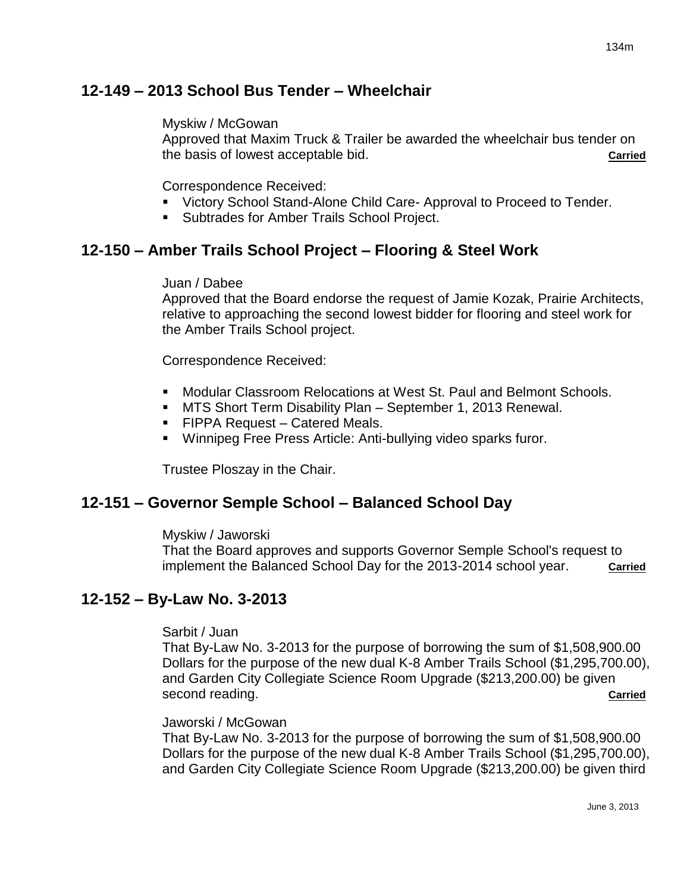## 12-149 – 2013 School Bus Tender – Wheelchair

Myskiw / McGowan
Approved that Maxim Truck & Trailer be awarded the wheelchair bus tender on the basis of lowest acceptable bid. **Carried**

Correspondence Received:

- Victory School Stand-Alone Child Care- Approval to Proceed to Tender.
- Subtrades for Amber Trails School Project.

## 12-150 – Amber Trails School Project – Flooring & Steel Work

Juan / Dabee
Approved that the Board endorse the request of Jamie Kozak, Prairie Architects, relative to approaching the second lowest bidder for flooring and steel work for the Amber Trails School project.

Correspondence Received:

- Modular Classroom Relocations at West St. Paul and Belmont Schools.
- MTS Short Term Disability Plan – September 1, 2013 Renewal.
- FIPPA Request – Catered Meals.
- Winnipeg Free Press Article: Anti-bullying video sparks furor.

Trustee Ploszay in the Chair.

## 12-151 – Governor Semple School – Balanced School Day

Myskiw / Jaworski
That the Board approves and supports Governor Semple School's request to implement the Balanced School Day for the 2013-2014 school year. **Carried**

## 12-152 – By-Law No. 3-2013

Sarbit / Juan
That By-Law No. 3-2013 for the purpose of borrowing the sum of $1,508,900.00 Dollars for the purpose of the new dual K-8 Amber Trails School ($1,295,700.00), and Garden City Collegiate Science Room Upgrade ($213,200.00) be given second reading. **Carried**

Jaworski / McGowan
That By-Law No. 3-2013 for the purpose of borrowing the sum of $1,508,900.00 Dollars for the purpose of the new dual K-8 Amber Trails School ($1,295,700.00), and Garden City Collegiate Science Room Upgrade ($213,200.00) be given third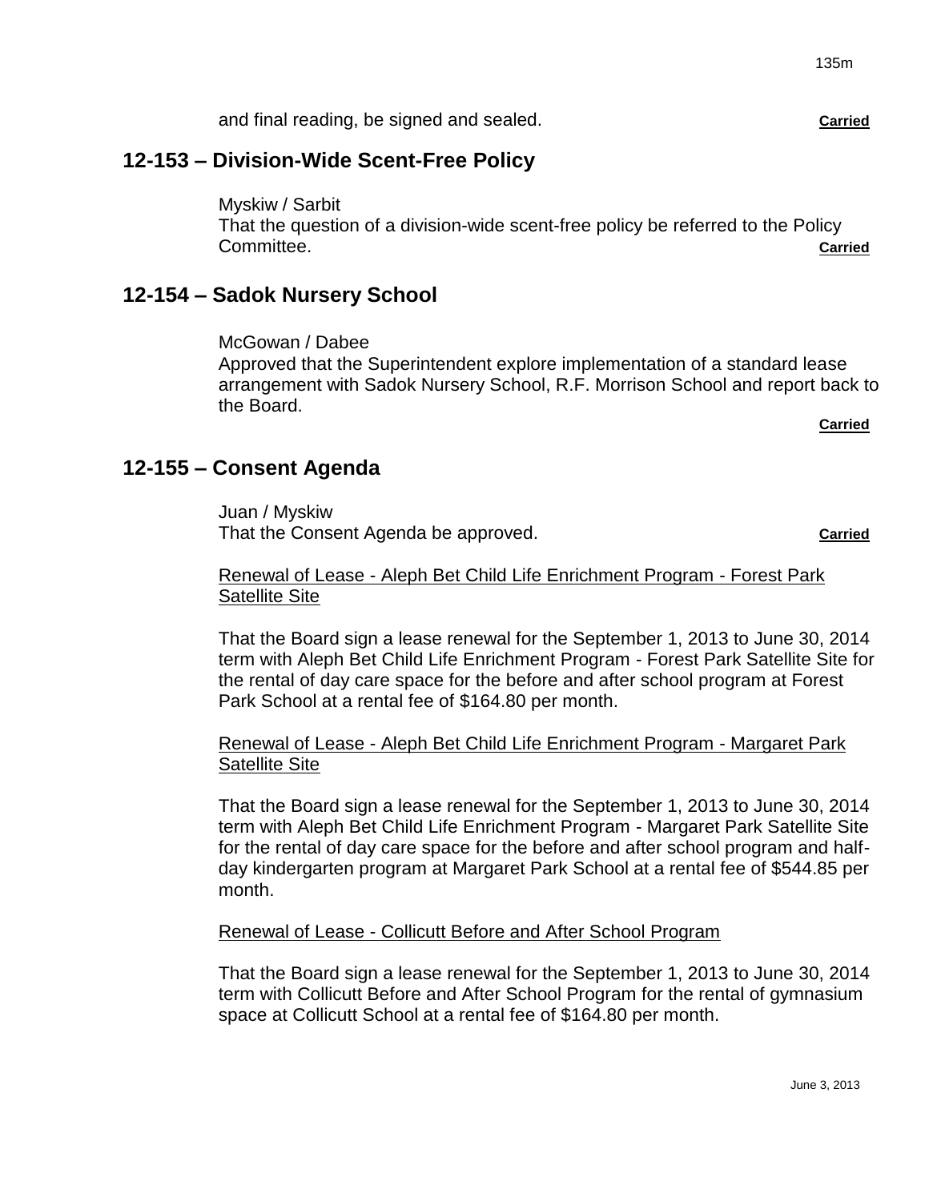and final reading, be signed and sealed. **Carried**

## 12-153 – Division-Wide Scent-Free Policy

Myskiw / Sarbit
That the question of a division-wide scent-free policy be referred to the Policy Committee. **Carried**

## 12-154 – Sadok Nursery School

McGowan / Dabee
Approved that the Superintendent explore implementation of a standard lease arrangement with Sadok Nursery School, R.F. Morrison School and report back to the Board.

**Carried**

## 12-155 – Consent Agenda

Juan / Myskiw
That the Consent Agenda be approved. **Carried**

Renewal of Lease - Aleph Bet Child Life Enrichment Program - Forest Park Satellite Site

That the Board sign a lease renewal for the September 1, 2013 to June 30, 2014 term with Aleph Bet Child Life Enrichment Program - Forest Park Satellite Site for the rental of day care space for the before and after school program at Forest Park School at a rental fee of $164.80 per month.

Renewal of Lease - Aleph Bet Child Life Enrichment Program - Margaret Park Satellite Site

That the Board sign a lease renewal for the September 1, 2013 to June 30, 2014 term with Aleph Bet Child Life Enrichment Program - Margaret Park Satellite Site for the rental of day care space for the before and after school program and half-day kindergarten program at Margaret Park School at a rental fee of $544.85 per month.

Renewal of Lease - Collicutt Before and After School Program

That the Board sign a lease renewal for the September 1, 2013 to June 30, 2014 term with Collicutt Before and After School Program for the rental of gymnasium space at Collicutt School at a rental fee of $164.80 per month.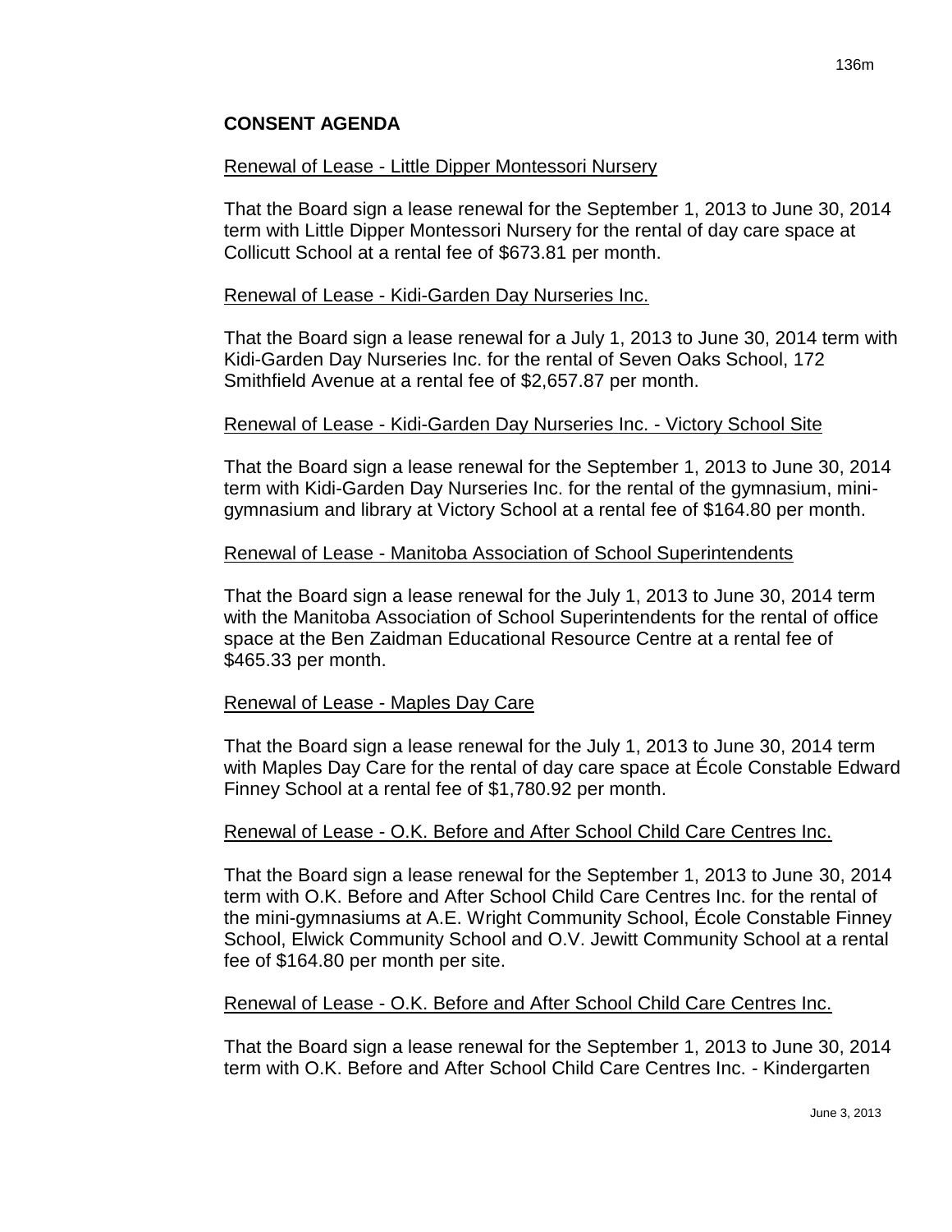## CONSENT AGENDA

Renewal of Lease - Little Dipper Montessori Nursery

That the Board sign a lease renewal for the September 1, 2013 to June 30, 2014 term with Little Dipper Montessori Nursery for the rental of day care space at Collicutt School at a rental fee of $673.81 per month.

Renewal of Lease - Kidi-Garden Day Nurseries Inc.

That the Board sign a lease renewal for a July 1, 2013 to June 30, 2014 term with Kidi-Garden Day Nurseries Inc. for the rental of Seven Oaks School, 172 Smithfield Avenue at a rental fee of $2,657.87 per month.

Renewal of Lease - Kidi-Garden Day Nurseries Inc. - Victory School Site

That the Board sign a lease renewal for the September 1, 2013 to June 30, 2014 term with Kidi-Garden Day Nurseries Inc. for the rental of the gymnasium, mini-gymnasium and library at Victory School at a rental fee of $164.80 per month.

Renewal of Lease - Manitoba Association of School Superintendents

That the Board sign a lease renewal for the July 1, 2013 to June 30, 2014 term with the Manitoba Association of School Superintendents for the rental of office space at the Ben Zaidman Educational Resource Centre at a rental fee of $465.33 per month.

Renewal of Lease - Maples Day Care

That the Board sign a lease renewal for the July 1, 2013 to June 30, 2014 term with Maples Day Care for the rental of day care space at École Constable Edward Finney School at a rental fee of $1,780.92 per month.

Renewal of Lease - O.K. Before and After School Child Care Centres Inc.

That the Board sign a lease renewal for the September 1, 2013 to June 30, 2014 term with O.K. Before and After School Child Care Centres Inc. for the rental of the mini-gymnasiums at A.E. Wright Community School, École Constable Finney School, Elwick Community School and O.V. Jewitt Community School at a rental fee of $164.80 per month per site.

Renewal of Lease - O.K. Before and After School Child Care Centres Inc.

That the Board sign a lease renewal for the September 1, 2013 to June 30, 2014 term with O.K. Before and After School Child Care Centres Inc. - Kindergarten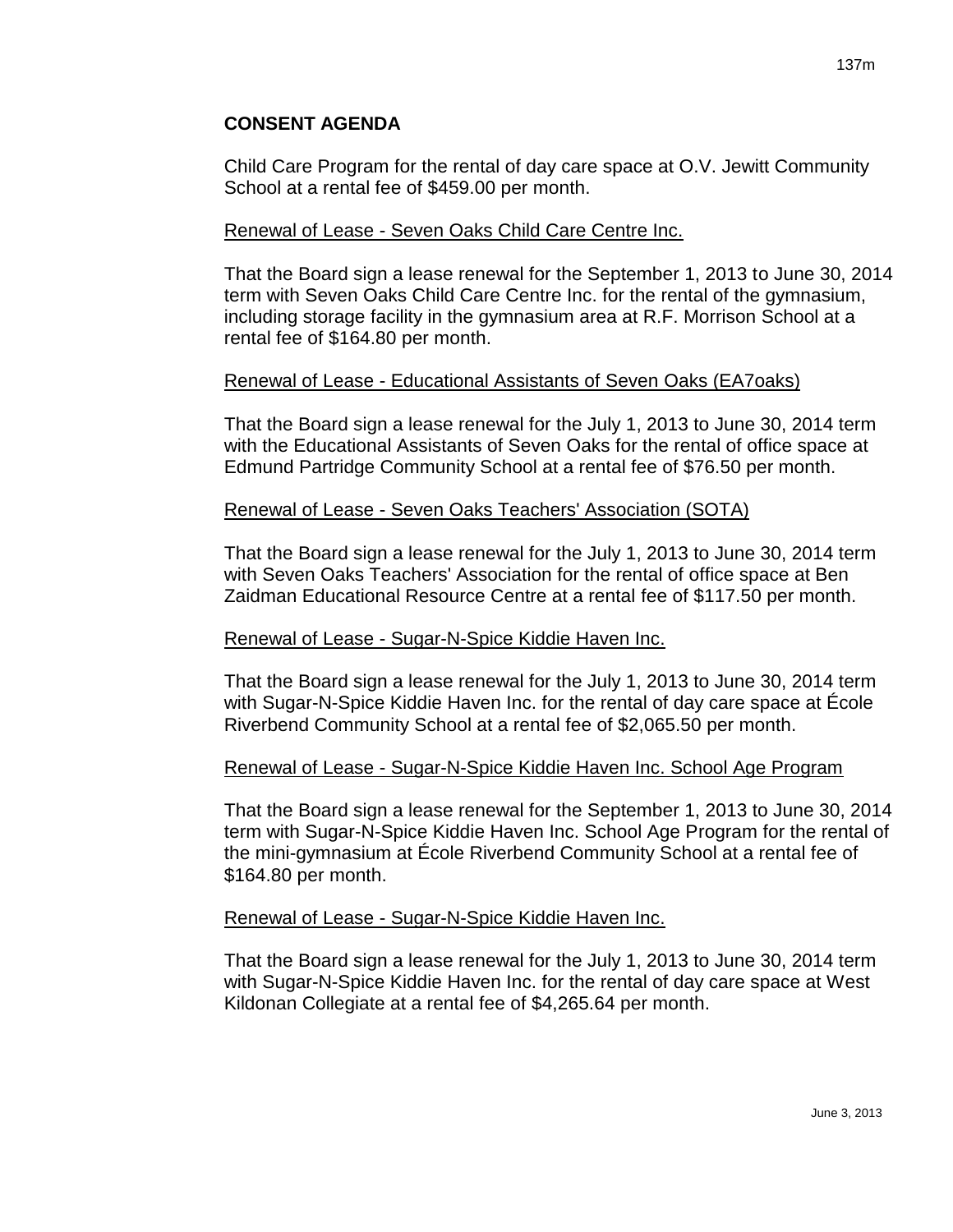## CONSENT AGENDA

Child Care Program for the rental of day care space at O.V. Jewitt Community School at a rental fee of $459.00 per month.

Renewal of Lease - Seven Oaks Child Care Centre Inc.

That the Board sign a lease renewal for the September 1, 2013 to June 30, 2014 term with Seven Oaks Child Care Centre Inc. for the rental of the gymnasium, including storage facility in the gymnasium area at R.F. Morrison School at a rental fee of $164.80 per month.

Renewal of Lease - Educational Assistants of Seven Oaks (EA7oaks)

That the Board sign a lease renewal for the July 1, 2013 to June 30, 2014 term with the Educational Assistants of Seven Oaks for the rental of office space at Edmund Partridge Community School at a rental fee of $76.50 per month.

Renewal of Lease - Seven Oaks Teachers' Association (SOTA)

That the Board sign a lease renewal for the July 1, 2013 to June 30, 2014 term with Seven Oaks Teachers' Association for the rental of office space at Ben Zaidman Educational Resource Centre at a rental fee of $117.50 per month.

Renewal of Lease - Sugar-N-Spice Kiddie Haven Inc.

That the Board sign a lease renewal for the July 1, 2013 to June 30, 2014 term with Sugar-N-Spice Kiddie Haven Inc. for the rental of day care space at École Riverbend Community School at a rental fee of $2,065.50 per month.

Renewal of Lease - Sugar-N-Spice Kiddie Haven Inc. School Age Program

That the Board sign a lease renewal for the September 1, 2013 to June 30, 2014 term with Sugar-N-Spice Kiddie Haven Inc. School Age Program for the rental of the mini-gymnasium at École Riverbend Community School at a rental fee of $164.80 per month.

Renewal of Lease - Sugar-N-Spice Kiddie Haven Inc.

That the Board sign a lease renewal for the July 1, 2013 to June 30, 2014 term with Sugar-N-Spice Kiddie Haven Inc. for the rental of day care space at West Kildonan Collegiate at a rental fee of $4,265.64 per month.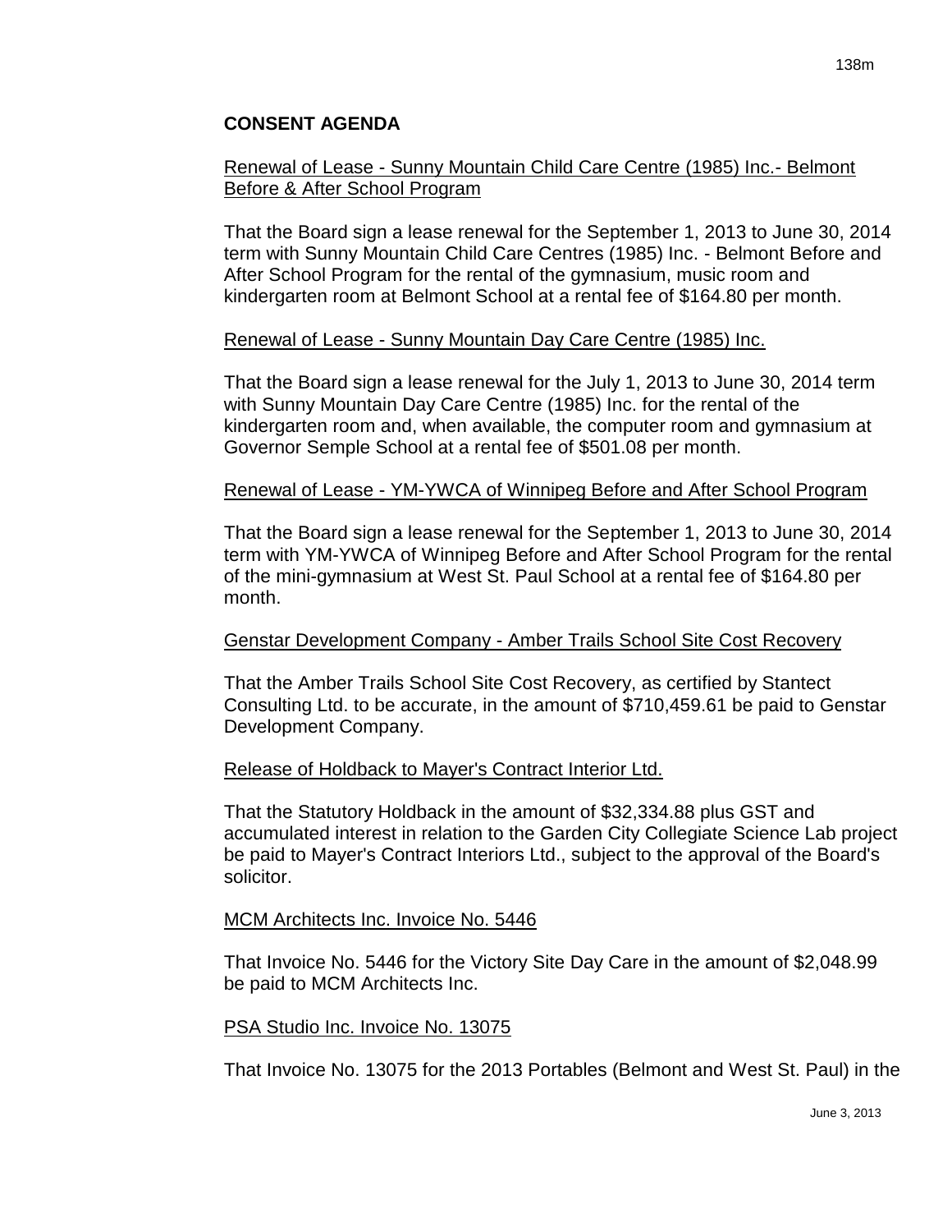## CONSENT AGENDA

Renewal of Lease - Sunny Mountain Child Care Centre (1985) Inc.- Belmont Before & After School Program

That the Board sign a lease renewal for the September 1, 2013 to June 30, 2014 term with Sunny Mountain Child Care Centres (1985) Inc. - Belmont Before and After School Program for the rental of the gymnasium, music room and kindergarten room at Belmont School at a rental fee of $164.80 per month.

Renewal of Lease - Sunny Mountain Day Care Centre (1985) Inc.

That the Board sign a lease renewal for the July 1, 2013 to June 30, 2014 term with Sunny Mountain Day Care Centre (1985) Inc. for the rental of the kindergarten room and, when available, the computer room and gymnasium at Governor Semple School at a rental fee of $501.08 per month.

Renewal of Lease - YM-YWCA of Winnipeg Before and After School Program

That the Board sign a lease renewal for the September 1, 2013 to June 30, 2014 term with YM-YWCA of Winnipeg Before and After School Program for the rental of the mini-gymnasium at West St. Paul School at a rental fee of $164.80 per month.

Genstar Development Company - Amber Trails School Site Cost Recovery

That the Amber Trails School Site Cost Recovery, as certified by Stantect Consulting Ltd. to be accurate, in the amount of $710,459.61 be paid to Genstar Development Company.

Release of Holdback to Mayer's Contract Interior Ltd.

That the Statutory Holdback in the amount of $32,334.88 plus GST and accumulated interest in relation to the Garden City Collegiate Science Lab project be paid to Mayer's Contract Interiors Ltd., subject to the approval of the Board's solicitor.

MCM Architects Inc. Invoice No. 5446

That Invoice No. 5446 for the Victory Site Day Care in the amount of $2,048.99 be paid to MCM Architects Inc.

PSA Studio Inc. Invoice No. 13075

That Invoice No. 13075 for the 2013 Portables (Belmont and West St. Paul) in the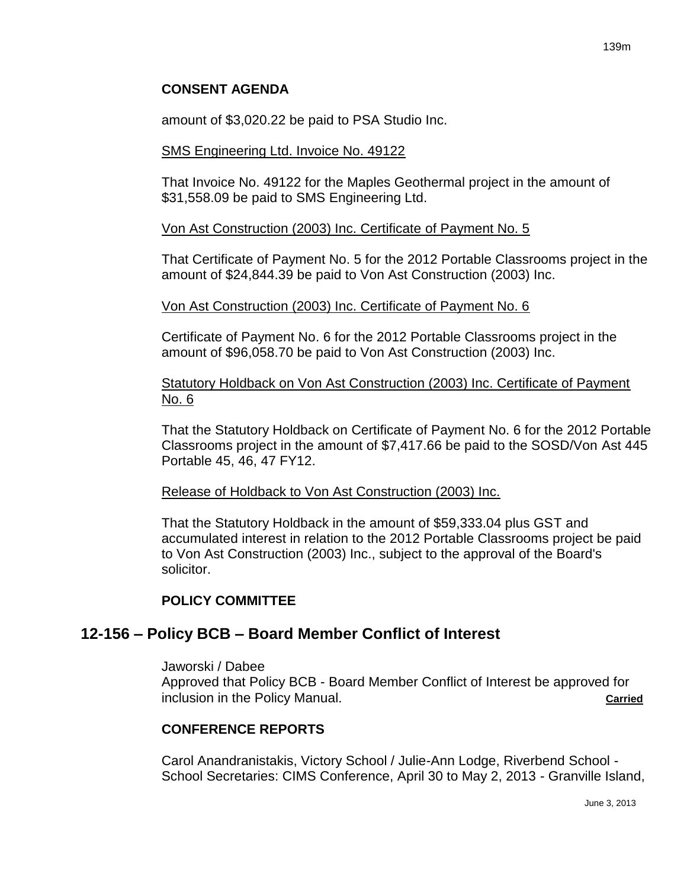### CONSENT AGENDA

amount of $3,020.22 be paid to PSA Studio Inc.

SMS Engineering Ltd. Invoice No. 49122

That Invoice No. 49122 for the Maples Geothermal project in the amount of $31,558.09 be paid to SMS Engineering Ltd.

Von Ast Construction (2003) Inc. Certificate of Payment No. 5

That Certificate of Payment No. 5 for the 2012 Portable Classrooms project in the amount of $24,844.39 be paid to Von Ast Construction (2003) Inc.

Von Ast Construction (2003) Inc. Certificate of Payment No. 6

Certificate of Payment No. 6 for the 2012 Portable Classrooms project in the amount of $96,058.70 be paid to Von Ast Construction (2003) Inc.

Statutory Holdback on Von Ast Construction (2003) Inc. Certificate of Payment No. 6

That the Statutory Holdback on Certificate of Payment No. 6 for the 2012 Portable Classrooms project in the amount of $7,417.66 be paid to the SOSD/Von Ast 445 Portable 45, 46, 47 FY12.

Release of Holdback to Von Ast Construction (2003) Inc.

That the Statutory Holdback in the amount of $59,333.04 plus GST and accumulated interest in relation to the 2012 Portable Classrooms project be paid to Von Ast Construction (2003) Inc., subject to the approval of the Board's solicitor.

### POLICY COMMITTEE

## 12-156 – Policy BCB – Board Member Conflict of Interest

Jaworski / Dabee
Approved that Policy BCB - Board Member Conflict of Interest be approved for inclusion in the Policy Manual. **Carried**

### CONFERENCE REPORTS

Carol Anandranistakis, Victory School / Julie-Ann Lodge, Riverbend School - School Secretaries: CIMS Conference, April 30 to May 2, 2013 - Granville Island,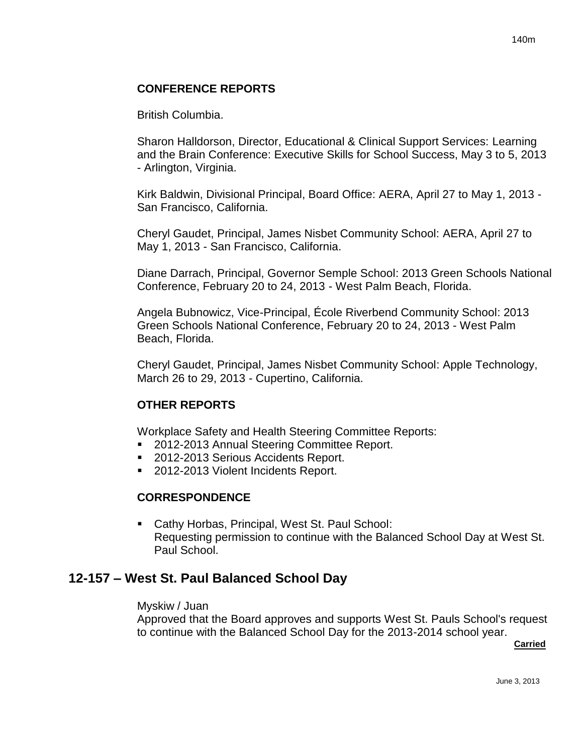### CONFERENCE REPORTS

British Columbia.

Sharon Halldorson, Director, Educational & Clinical Support Services: Learning and the Brain Conference: Executive Skills for School Success, May 3 to 5, 2013 - Arlington, Virginia.

Kirk Baldwin, Divisional Principal, Board Office: AERA, April 27 to May 1, 2013 - San Francisco, California.

Cheryl Gaudet, Principal, James Nisbet Community School: AERA, April 27 to May 1, 2013 - San Francisco, California.

Diane Darrach, Principal, Governor Semple School: 2013 Green Schools National Conference, February 20 to 24, 2013 - West Palm Beach, Florida.

Angela Bubnowicz, Vice-Principal, École Riverbend Community School: 2013 Green Schools National Conference, February 20 to 24, 2013 - West Palm Beach, Florida.

Cheryl Gaudet, Principal, James Nisbet Community School: Apple Technology, March 26 to 29, 2013 - Cupertino, California.

### OTHER REPORTS

Workplace Safety and Health Steering Committee Reports:

- 2012-2013 Annual Steering Committee Report.
- 2012-2013 Serious Accidents Report.
- 2012-2013 Violent Incidents Report.

### CORRESPONDENCE

- Cathy Horbas, Principal, West St. Paul School:
  Requesting permission to continue with the Balanced School Day at West St. Paul School.

## 12-157 – West St. Paul Balanced School Day

Myskiw / Juan
Approved that the Board approves and supports West St. Pauls School's request to continue with the Balanced School Day for the 2013-2014 school year.

**Carried**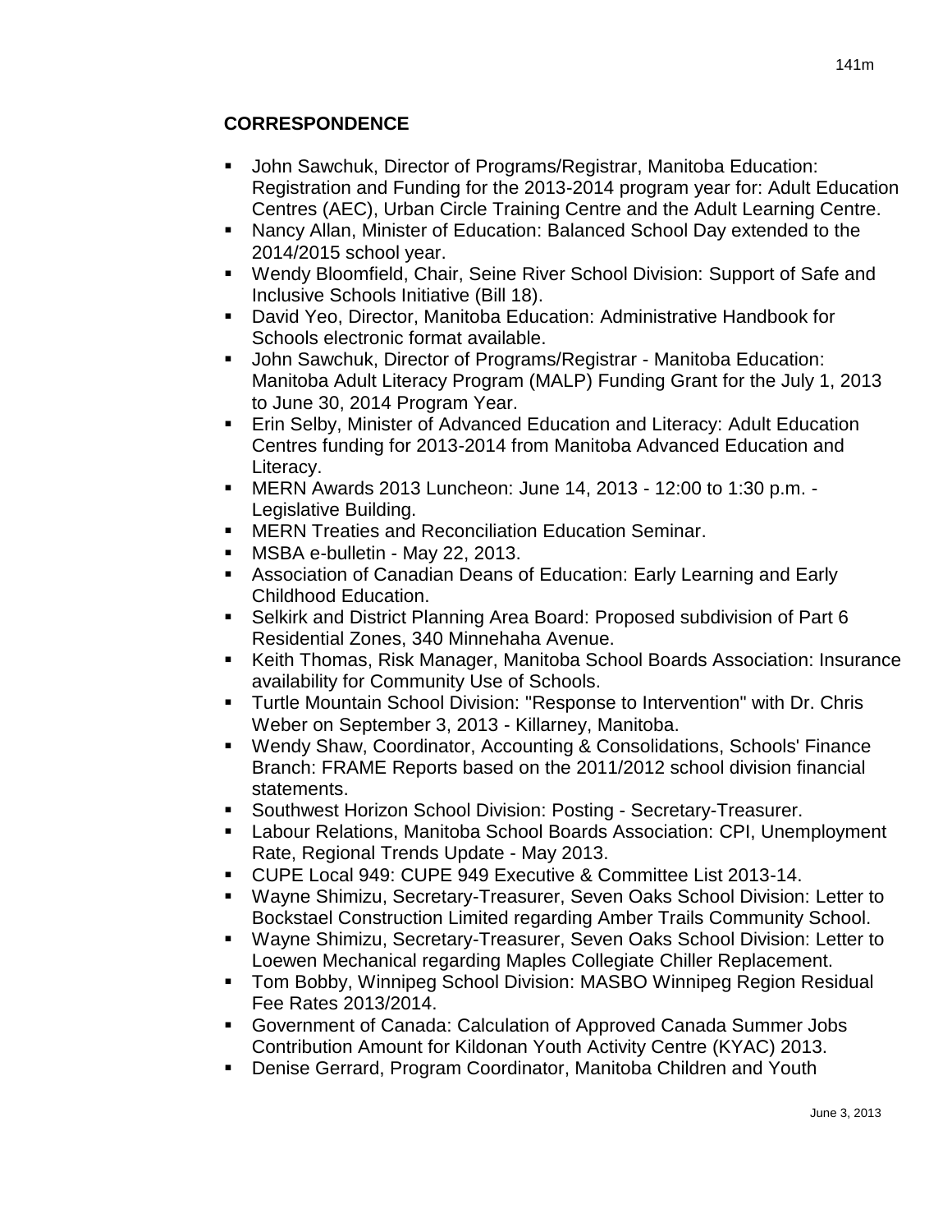## CORRESPONDENCE

- John Sawchuk, Director of Programs/Registrar, Manitoba Education: Registration and Funding for the 2013-2014 program year for: Adult Education Centres (AEC), Urban Circle Training Centre and the Adult Learning Centre.
- Nancy Allan, Minister of Education: Balanced School Day extended to the 2014/2015 school year.
- Wendy Bloomfield, Chair, Seine River School Division: Support of Safe and Inclusive Schools Initiative (Bill 18).
- David Yeo, Director, Manitoba Education: Administrative Handbook for Schools electronic format available.
- John Sawchuk, Director of Programs/Registrar - Manitoba Education: Manitoba Adult Literacy Program (MALP) Funding Grant for the July 1, 2013 to June 30, 2014 Program Year.
- Erin Selby, Minister of Advanced Education and Literacy: Adult Education Centres funding for 2013-2014 from Manitoba Advanced Education and Literacy.
- MERN Awards 2013 Luncheon: June 14, 2013 - 12:00 to 1:30 p.m. - Legislative Building.
- MERN Treaties and Reconciliation Education Seminar.
- MSBA e-bulletin - May 22, 2013.
- Association of Canadian Deans of Education: Early Learning and Early Childhood Education.
- Selkirk and District Planning Area Board: Proposed subdivision of Part 6 Residential Zones, 340 Minnehaha Avenue.
- Keith Thomas, Risk Manager, Manitoba School Boards Association: Insurance availability for Community Use of Schools.
- Turtle Mountain School Division: "Response to Intervention" with Dr. Chris Weber on September 3, 2013 - Killarney, Manitoba.
- Wendy Shaw, Coordinator, Accounting & Consolidations, Schools' Finance Branch: FRAME Reports based on the 2011/2012 school division financial statements.
- Southwest Horizon School Division: Posting - Secretary-Treasurer.
- Labour Relations, Manitoba School Boards Association: CPI, Unemployment Rate, Regional Trends Update - May 2013.
- CUPE Local 949: CUPE 949 Executive & Committee List 2013-14.
- Wayne Shimizu, Secretary-Treasurer, Seven Oaks School Division: Letter to Bockstael Construction Limited regarding Amber Trails Community School.
- Wayne Shimizu, Secretary-Treasurer, Seven Oaks School Division: Letter to Loewen Mechanical regarding Maples Collegiate Chiller Replacement.
- Tom Bobby, Winnipeg School Division: MASBO Winnipeg Region Residual Fee Rates 2013/2014.
- Government of Canada: Calculation of Approved Canada Summer Jobs Contribution Amount for Kildonan Youth Activity Centre (KYAC) 2013.
- Denise Gerrard, Program Coordinator, Manitoba Children and Youth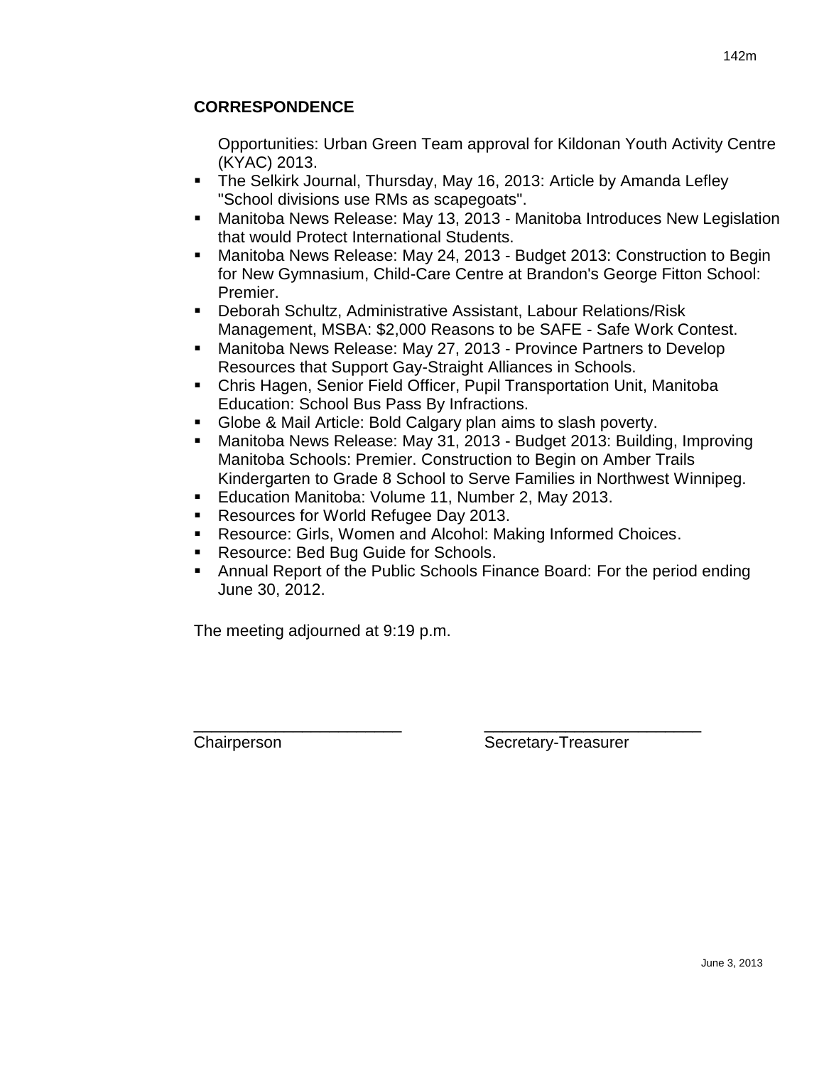## CORRESPONDENCE

Opportunities: Urban Green Team approval for Kildonan Youth Activity Centre (KYAC) 2013.

- The Selkirk Journal, Thursday, May 16, 2013: Article by Amanda Lefley "School divisions use RMs as scapegoats".
- Manitoba News Release: May 13, 2013 - Manitoba Introduces New Legislation that would Protect International Students.
- Manitoba News Release: May 24, 2013 - Budget 2013: Construction to Begin for New Gymnasium, Child-Care Centre at Brandon's George Fitton School: Premier.
- Deborah Schultz, Administrative Assistant, Labour Relations/Risk Management, MSBA: $2,000 Reasons to be SAFE - Safe Work Contest.
- Manitoba News Release: May 27, 2013 - Province Partners to Develop Resources that Support Gay-Straight Alliances in Schools.
- Chris Hagen, Senior Field Officer, Pupil Transportation Unit, Manitoba Education: School Bus Pass By Infractions.
- Globe & Mail Article: Bold Calgary plan aims to slash poverty.
- Manitoba News Release: May 31, 2013 - Budget 2013: Building, Improving Manitoba Schools: Premier. Construction to Begin on Amber Trails Kindergarten to Grade 8 School to Serve Families in Northwest Winnipeg.
- Education Manitoba: Volume 11, Number 2, May 2013.
- Resources for World Refugee Day 2013.
- Resource: Girls, Women and Alcohol: Making Informed Choices.
- Resource: Bed Bug Guide for Schools.
- Annual Report of the Public Schools Finance Board: For the period ending June 30, 2012.

The meeting adjourned at 9:19 p.m.

\_\_\_\_\_\_\_\_\_\_\_\_\_\_\_\_\_\_\_\_\_\_\_\_ \_\_\_\_\_\_\_\_\_\_\_\_\_\_\_\_\_\_\_\_\_\_\_\_

Chairperson Secretary-Treasurer